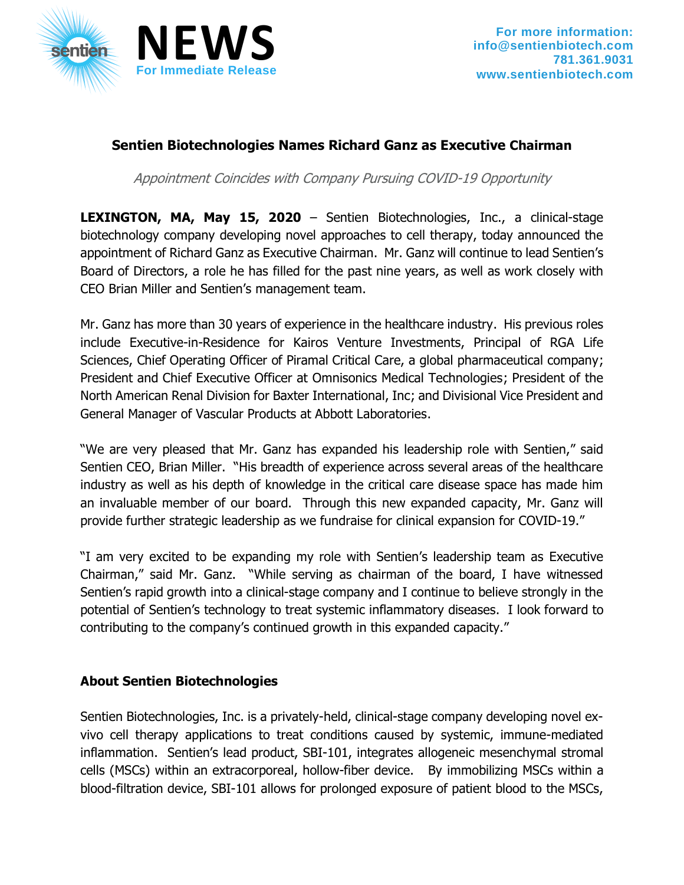**NEWS**
**For Immediate Release**

**For more information:**
**info@sentienbiotech.com**
**781.361.9031**
**www.sentienbiotech.com**

## Sentien Biotechnologies Names Richard Ganz as Executive Chairman

*Appointment Coincides with Company Pursuing COVID-19 Opportunity*

**LEXINGTON, MA, May 15, 2020** – Sentien Biotechnologies, Inc., a clinical-stage biotechnology company developing novel approaches to cell therapy, today announced the appointment of Richard Ganz as Executive Chairman. Mr. Ganz will continue to lead Sentien's Board of Directors, a role he has filled for the past nine years, as well as work closely with CEO Brian Miller and Sentien's management team.

Mr. Ganz has more than 30 years of experience in the healthcare industry. His previous roles include Executive-in-Residence for Kairos Venture Investments, Principal of RGA Life Sciences, Chief Operating Officer of Piramal Critical Care, a global pharmaceutical company; President and Chief Executive Officer at Omnisonics Medical Technologies; President of the North American Renal Division for Baxter International, Inc; and Divisional Vice President and General Manager of Vascular Products at Abbott Laboratories.

"We are very pleased that Mr. Ganz has expanded his leadership role with Sentien," said Sentien CEO, Brian Miller. "His breadth of experience across several areas of the healthcare industry as well as his depth of knowledge in the critical care disease space has made him an invaluable member of our board. Through this new expanded capacity, Mr. Ganz will provide further strategic leadership as we fundraise for clinical expansion for COVID-19."

"I am very excited to be expanding my role with Sentien's leadership team as Executive Chairman," said Mr. Ganz. "While serving as chairman of the board, I have witnessed Sentien's rapid growth into a clinical-stage company and I continue to believe strongly in the potential of Sentien's technology to treat systemic inflammatory diseases. I look forward to contributing to the company's continued growth in this expanded capacity."

### About Sentien Biotechnologies

Sentien Biotechnologies, Inc. is a privately-held, clinical-stage company developing novel ex-vivo cell therapy applications to treat conditions caused by systemic, immune-mediated inflammation. Sentien's lead product, SBI-101, integrates allogeneic mesenchymal stromal cells (MSCs) within an extracorporeal, hollow-fiber device. By immobilizing MSCs within a blood-filtration device, SBI-101 allows for prolonged exposure of patient blood to the MSCs,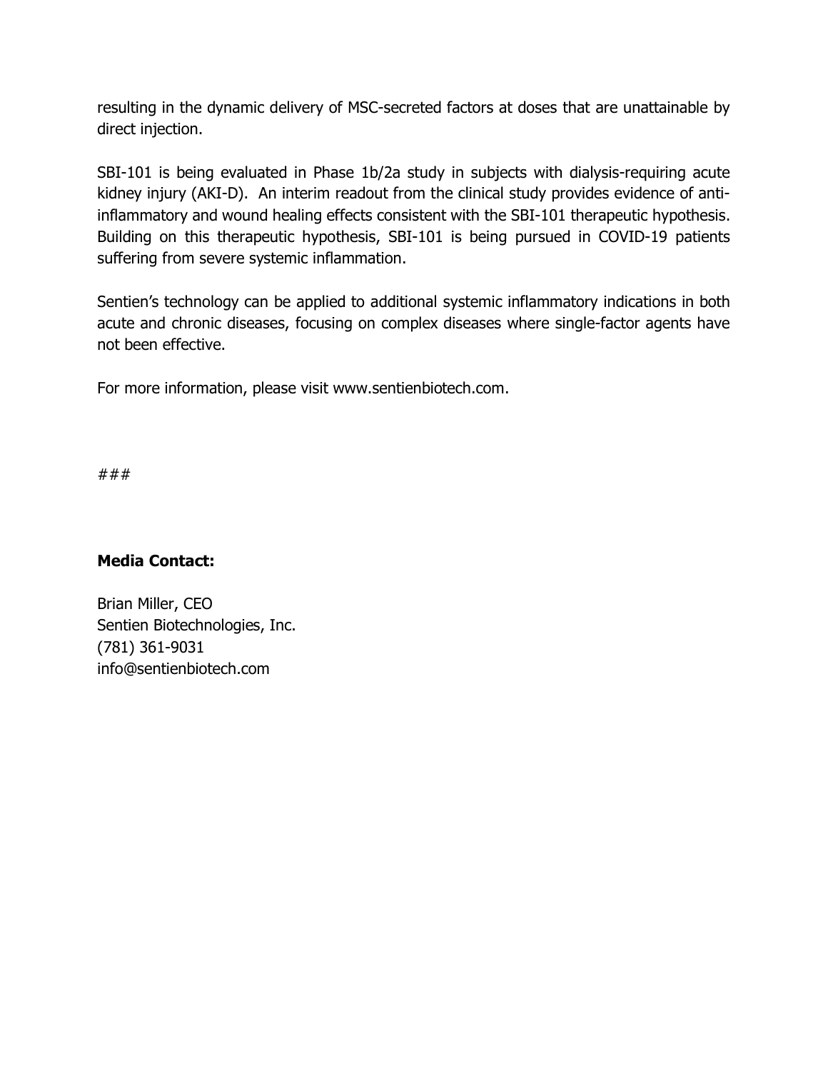resulting in the dynamic delivery of MSC-secreted factors at doses that are unattainable by direct injection.

SBI-101 is being evaluated in Phase 1b/2a study in subjects with dialysis-requiring acute kidney injury (AKI-D). An interim readout from the clinical study provides evidence of anti-inflammatory and wound healing effects consistent with the SBI-101 therapeutic hypothesis. Building on this therapeutic hypothesis, SBI-101 is being pursued in COVID-19 patients suffering from severe systemic inflammation.

Sentien's technology can be applied to additional systemic inflammatory indications in both acute and chronic diseases, focusing on complex diseases where single-factor agents have not been effective.

For more information, please visit www.sentienbiotech.com.

###

**Media Contact:**

Brian Miller, CEO
Sentien Biotechnologies, Inc.
(781) 361-9031
info@sentienbiotech.com